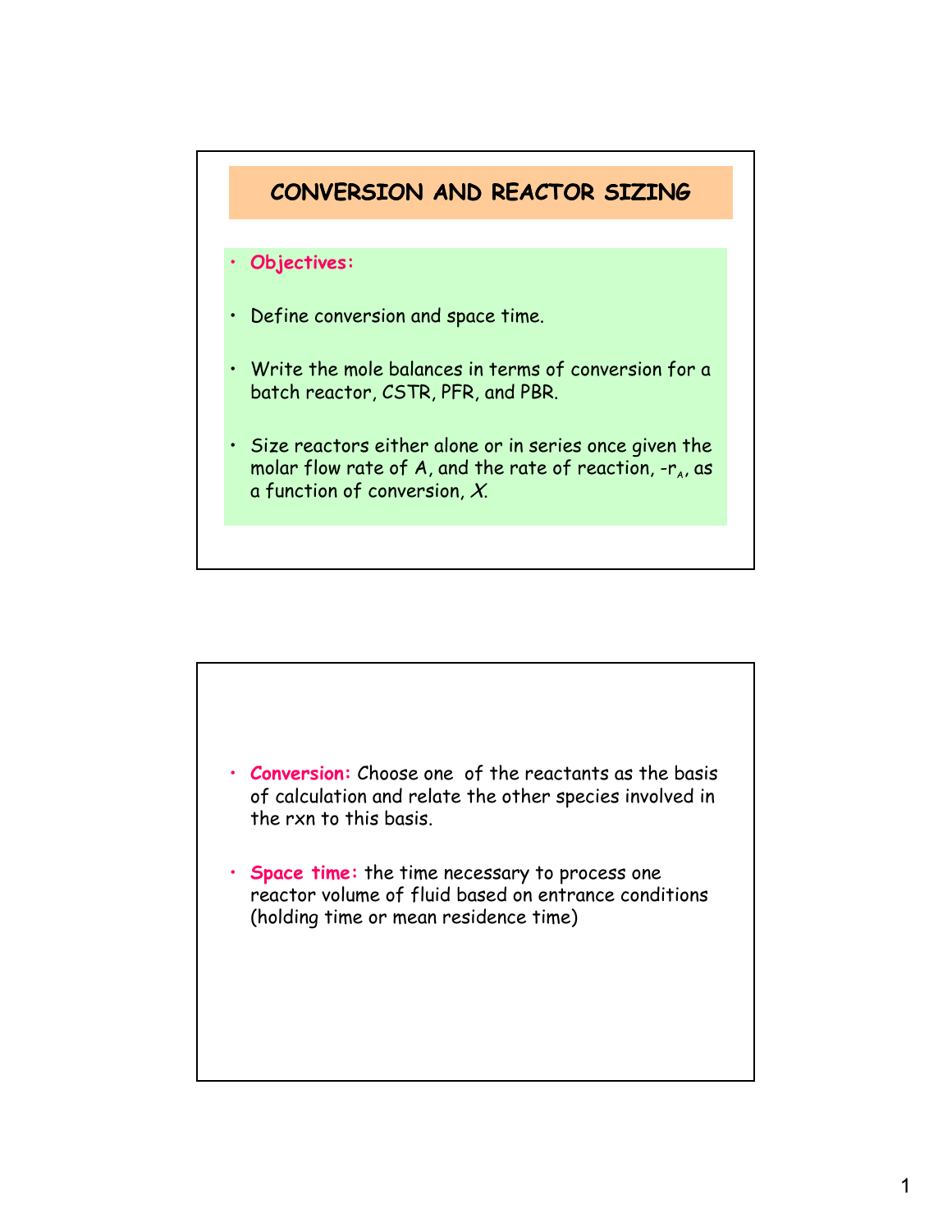# CONVERSION AND REACTOR SIZING

- **Objectives:**
- Define conversion and space time.
- Write the mole balances in terms of conversion for a batch reactor, CSTR, PFR, and PBR.
- Size reactors either alone or in series once given the molar flow rate of A, and the rate of reaction, $-r_A$, as a function of conversion, $X$.

---

- **Conversion:** Choose one of the reactants as the basis of calculation and relate the other species involved in the rxn to this basis.
- **Space time:** the time necessary to process one reactor volume of fluid based on entrance conditions (holding time or mean residence time)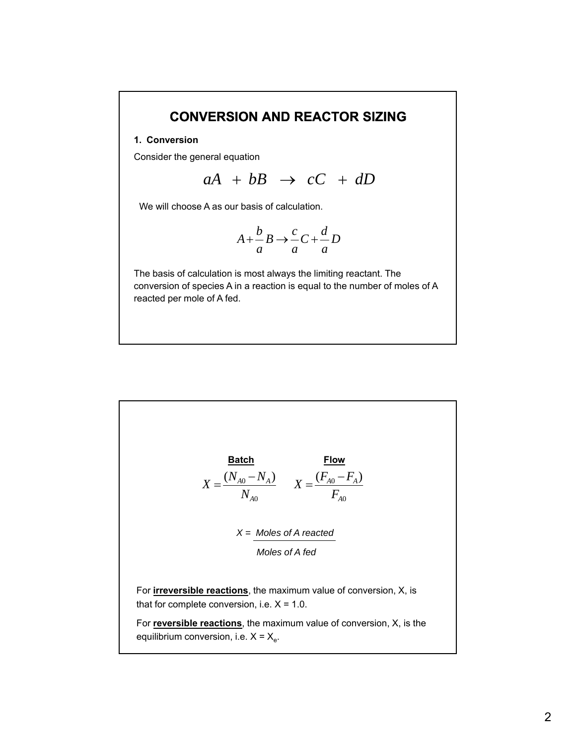# CONVERSION AND REACTOR SIZING

**1. Conversion**

Consider the general equation

$$aA + bB \rightarrow cC + dD$$

We will choose A as our basis of calculation.

$$A + \frac{b}{a}B \rightarrow \frac{c}{a}C + \frac{d}{a}D$$

The basis of calculation is most always the limiting reactant. The conversion of species A in a reaction is equal to the number of moles of A reacted per mole of A fed.

**Batch**

$$X = \frac{(N_{A0} - N_A)}{N_{A0}}$$

**Flow**

$$X = \frac{(F_{A0} - F_A)}{F_{A0}}$$

$$X = \frac{\textit{Moles of A reacted}}{\textit{Moles of A fed}}$$

For **irreversible reactions**, the maximum value of conversion, X, is that for complete conversion, i.e. X = 1.0.

For **reversible reactions**, the maximum value of conversion, X, is the equilibrium conversion, i.e. $X = X_e$.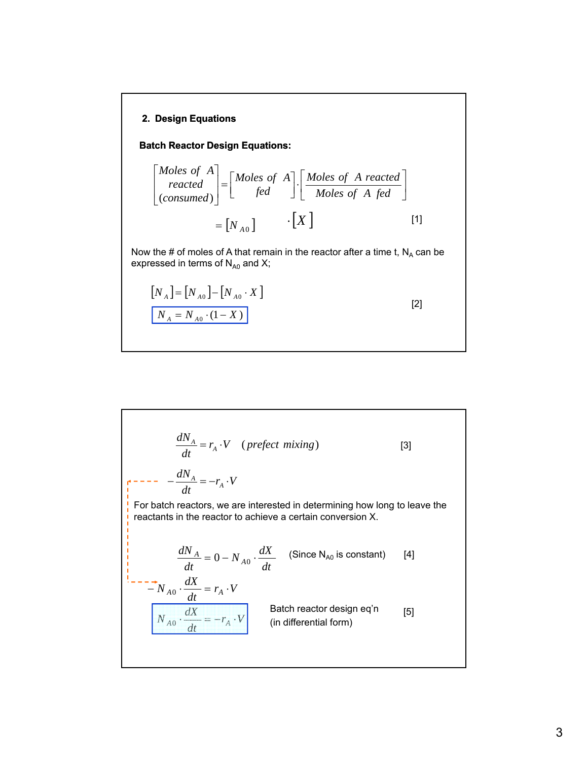## 2. Design Equations

**Batch Reactor Design Equations:**

$$\begin{bmatrix} Moles\ of\ A \\ reacted \\ (consumed) \end{bmatrix} = \begin{bmatrix} Moles\ of\ A \\ fed \end{bmatrix} \cdot \begin{bmatrix} \dfrac{Moles\ of\ A\ reacted}{Moles\ of\ A\ fed} \end{bmatrix}$$

$$= [N_{A0}] \cdot [X] \qquad [1]$$

Now the # of moles of A that remain in the reactor after a time t, $N_A$ can be expressed in terms of $N_{A0}$ and X;

$$[N_A] = [N_{A0}] - [N_{A0} \cdot X]$$

$$\boxed{N_A = N_{A0} \cdot (1 - X)} \qquad [2]$$

$$\frac{dN_A}{dt} = r_A \cdot V \quad (prefect\ mixing) \qquad [3]$$

$$-\frac{dN_A}{dt} = -r_A \cdot V$$

For batch reactors, we are interested in determining how long to leave the reactants in the reactor to achieve a certain conversion X.

$$\frac{dN_A}{dt} = 0 - N_{A0} \cdot \frac{dX}{dt} \quad \text{(Since } N_{A0} \text{ is constant)} \qquad [4]$$

$$-N_{A0} \cdot \frac{dX}{dt} = r_A \cdot V$$

$$\boxed{N_{A0} \cdot \frac{dX}{dt} = -r_A \cdot V} \quad \text{Batch reactor design eq'n (in differential form)} \qquad [5]$$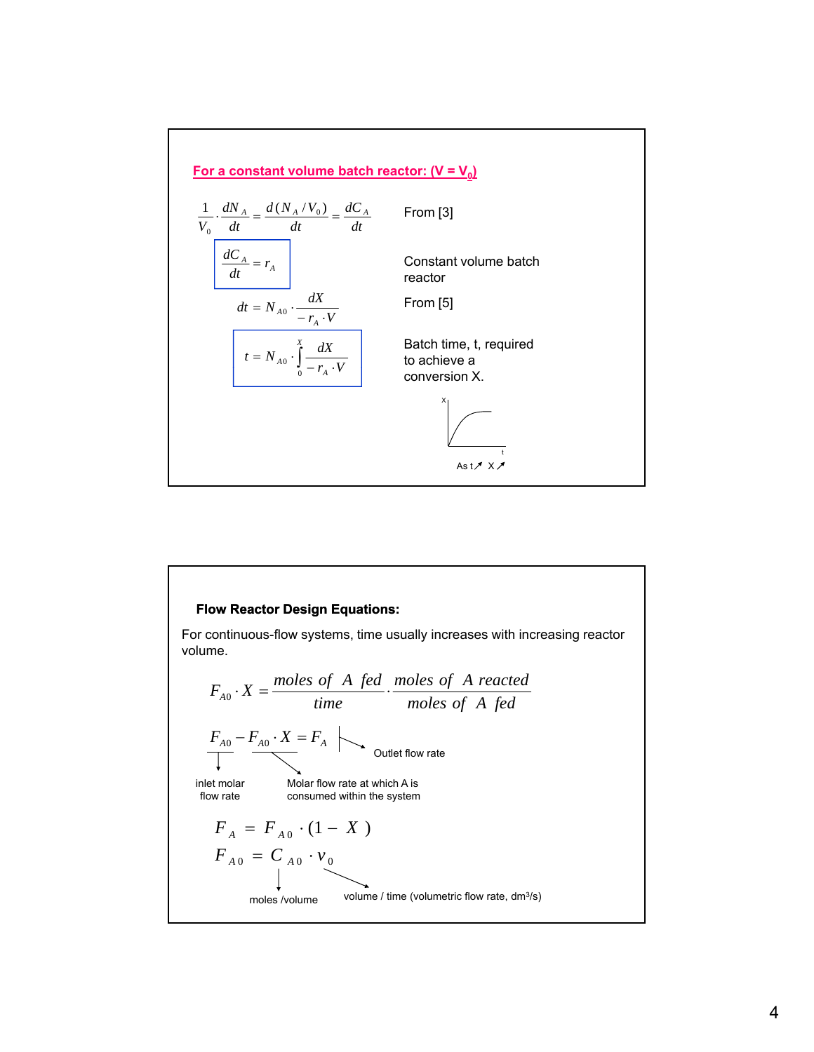## For a constant volume batch reactor: ($V = V_0$)

$$\frac{1}{V_0}\cdot\frac{dN_A}{dt} = \frac{d(N_A/V_0)}{dt} = \frac{dC_A}{dt}$$

From [3]

$$\frac{dC_A}{dt} = r_A$$

Constant volume batch reactor

$$dt = N_{A0}\cdot\frac{dX}{-r_A\cdot V}$$

From [5]

$$t = N_{A0}\cdot\int_0^X \frac{dX}{-r_A\cdot V}$$

Batch time, t, required to achieve a conversion X.

As t ↗ X ↗

### Flow Reactor Design Equations:

For continuous-flow systems, time usually increases with increasing reactor volume.

$$F_{A0}\cdot X = \frac{moles\ of\ A\ fed}{time}\cdot\frac{moles\ of\ A\ reacted}{moles\ of\ A\ fed}$$

$$F_{A0} - F_{A0}\cdot X = F_A$$

- $F_{A0}$: inlet molar flow rate
- $F_{A0}\cdot X$: Molar flow rate at which A is consumed within the system
- $F_A$: Outlet flow rate

$$F_A = F_{A0}\cdot(1 - X)$$

$$F_{A0} = C_{A0}\cdot v_0$$

- $C_{A0}$: moles /volume
- $v_0$: volume / time (volumetric flow rate, dm³/s)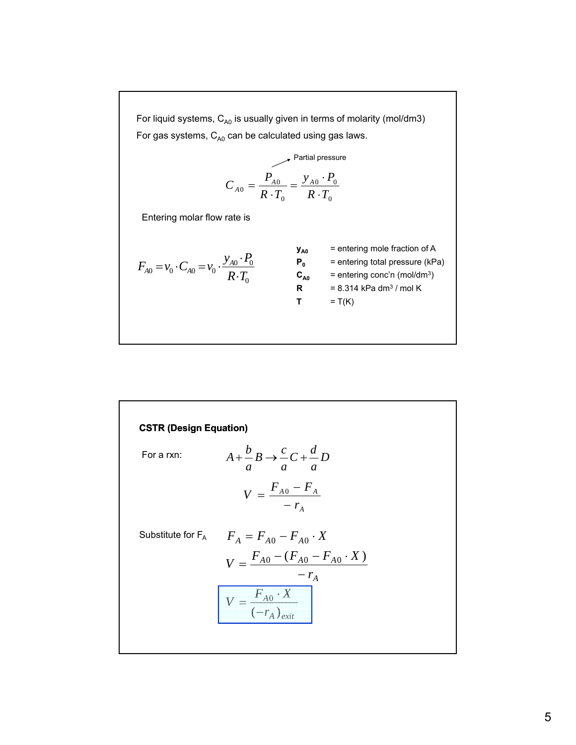For liquid systems, $C_{A0}$ is usually given in terms of molarity (mol/dm3)

For gas systems, $C_{A0}$ can be calculated using gas laws.

Partial pressure

$$C_{A0} = \frac{P_{A0}}{R \cdot T_0} = \frac{y_{A0} \cdot P_0}{R \cdot T_0}$$

Entering molar flow rate is

$$F_{A0} = v_0 \cdot C_{A0} = v_0 \cdot \frac{y_{A0} \cdot P_0}{R \cdot T_0}$$

| | |
|---|---|
| $y_{A0}$ | = entering mole fraction of A |
| $P_0$ | = entering total pressure (kPa) |
| $C_{A0}$ | = entering conc'n (mol/dm$^3$) |
| R | = 8.314 kPa dm$^3$ / mol K |
| T | = T(K) |

**CSTR (Design Equation)**

For a rxn:

$$A + \frac{b}{a}B \rightarrow \frac{c}{a}C + \frac{d}{a}D$$

$$V = \frac{F_{A0} - F_A}{-r_A}$$

Substitute for $F_A$

$$F_A = F_{A0} - F_{A0} \cdot X$$

$$V = \frac{F_{A0} - (F_{A0} - F_{A0} \cdot X)}{-r_A}$$

$$V = \frac{F_{A0} \cdot X}{(-r_A)_{exit}}$$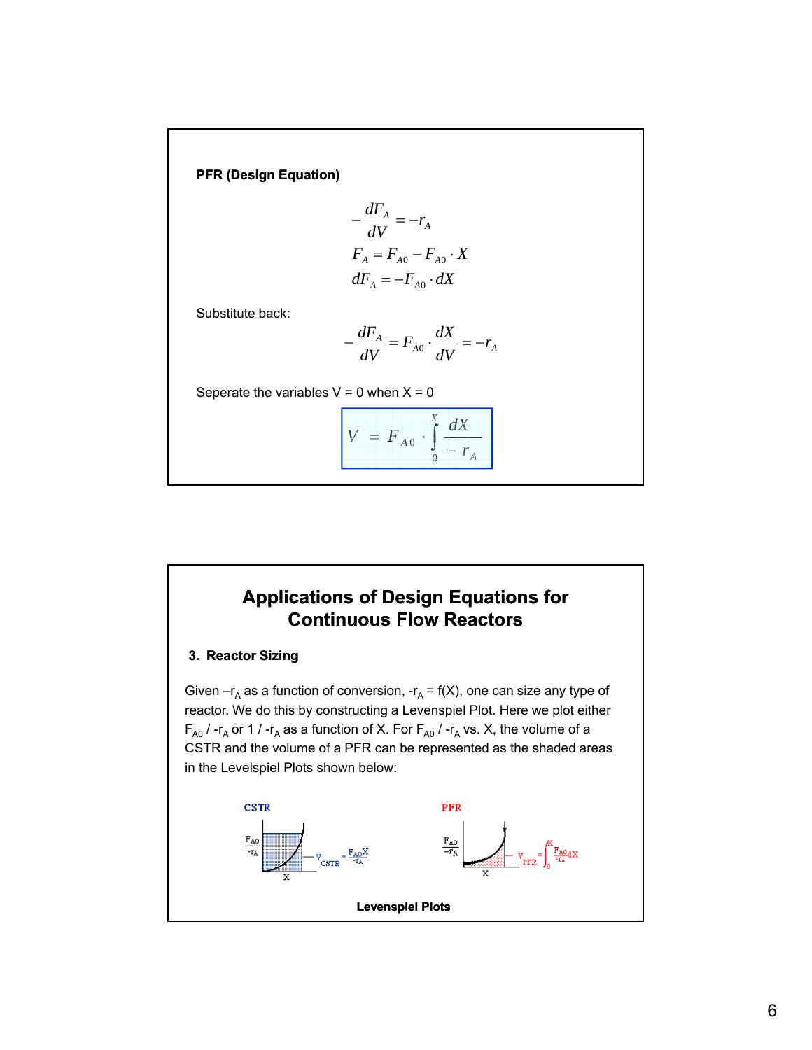**PFR (Design Equation)**

$$-\frac{dF_A}{dV} = -r_A$$

$$F_A = F_{A0} - F_{A0} \cdot X$$

$$dF_A = -F_{A0} \cdot dX$$

Substitute back:

$$-\frac{dF_A}{dV} = F_{A0} \cdot \frac{dX}{dV} = -r_A$$

Seperate the variables V = 0 when X = 0

$$V = F_{A0} \cdot \int_0^X \frac{dX}{-r_A}$$

## Applications of Design Equations for Continuous Flow Reactors

### 3. Reactor Sizing

Given $-r_A$ as a function of conversion, $-r_A = f(X)$, one can size any type of reactor. We do this by constructing a Levenspiel Plot. Here we plot either $F_{A0} / -r_A$ or $1 / -r_A$ as a function of X. For $F_{A0} / -r_A$ vs. X, the volume of a CSTR and the volume of a PFR can be represented as the shaded areas in the Levelspiel Plots shown below:

CSTR: $V_{CSTR} = \frac{F_{A0} X}{-r_A}$

PFR: $V_{PFR} = \int_0^X \frac{F_{A0}}{-r_A} dX$

**Levenspiel Plots**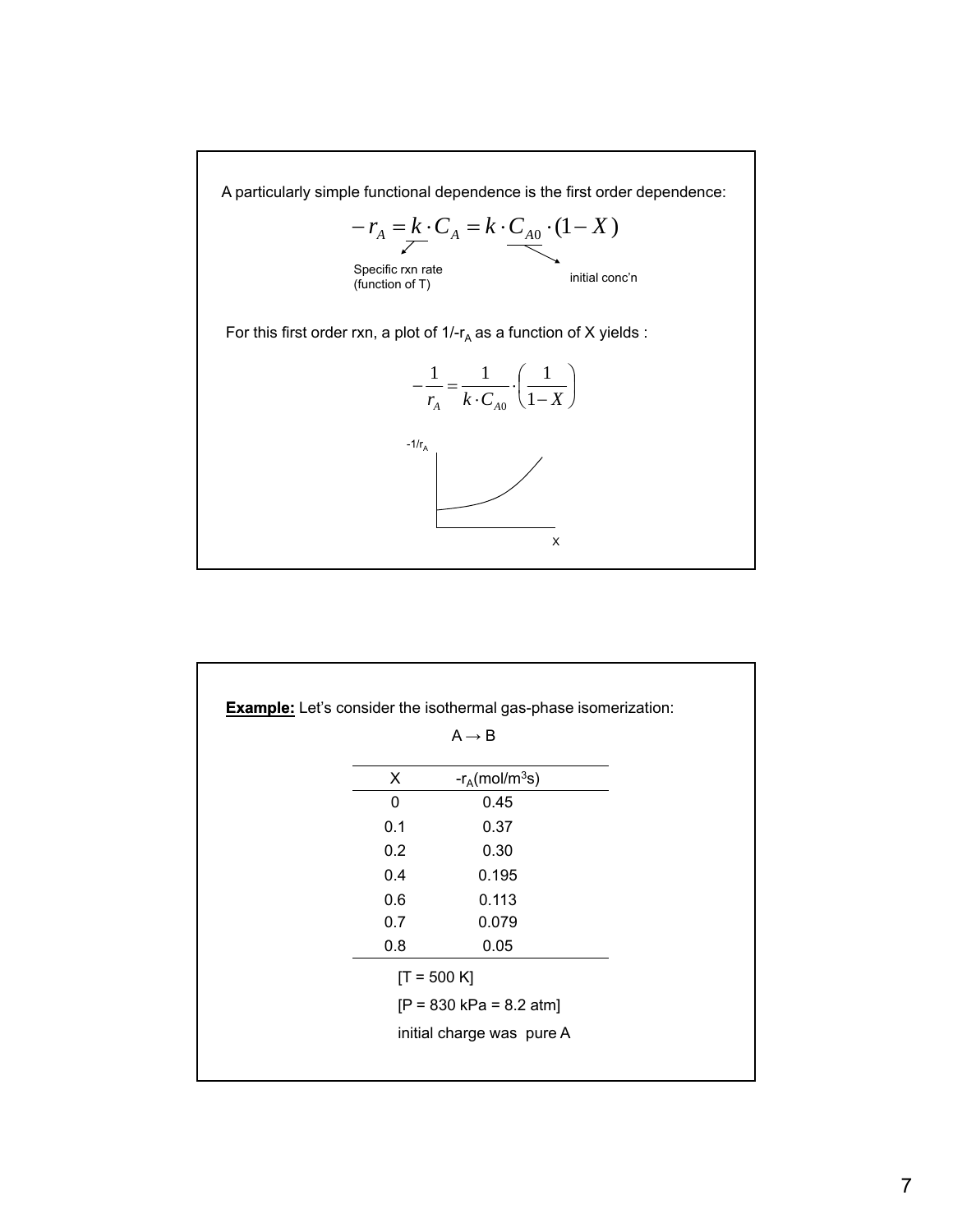A particularly simple functional dependence is the first order dependence:

$$-r_A = k \cdot C_A = k \cdot C_{A0} \cdot (1 - X)$$

Specific rxn rate (function of T) — refers to $k$

initial conc'n — refers to $C_{A0}$

For this first order rxn, a plot of $1/-r_A$ as a function of X yields :

$$-\frac{1}{r_A} = \frac{1}{k \cdot C_{A0}} \cdot \left( \frac{1}{1 - X} \right)$$

$-1/r_A$

X

**Example:** Let's consider the isothermal gas-phase isomerization:

A → B

| X | $-r_A$(mol/m$^3$s) |
|---|---|
| 0 | 0.45 |
| 0.1 | 0.37 |
| 0.2 | 0.30 |
| 0.4 | 0.195 |
| 0.6 | 0.113 |
| 0.7 | 0.079 |
| 0.8 | 0.05 |

[T = 500 K]

[P = 830 kPa = 8.2 atm]

initial charge was pure A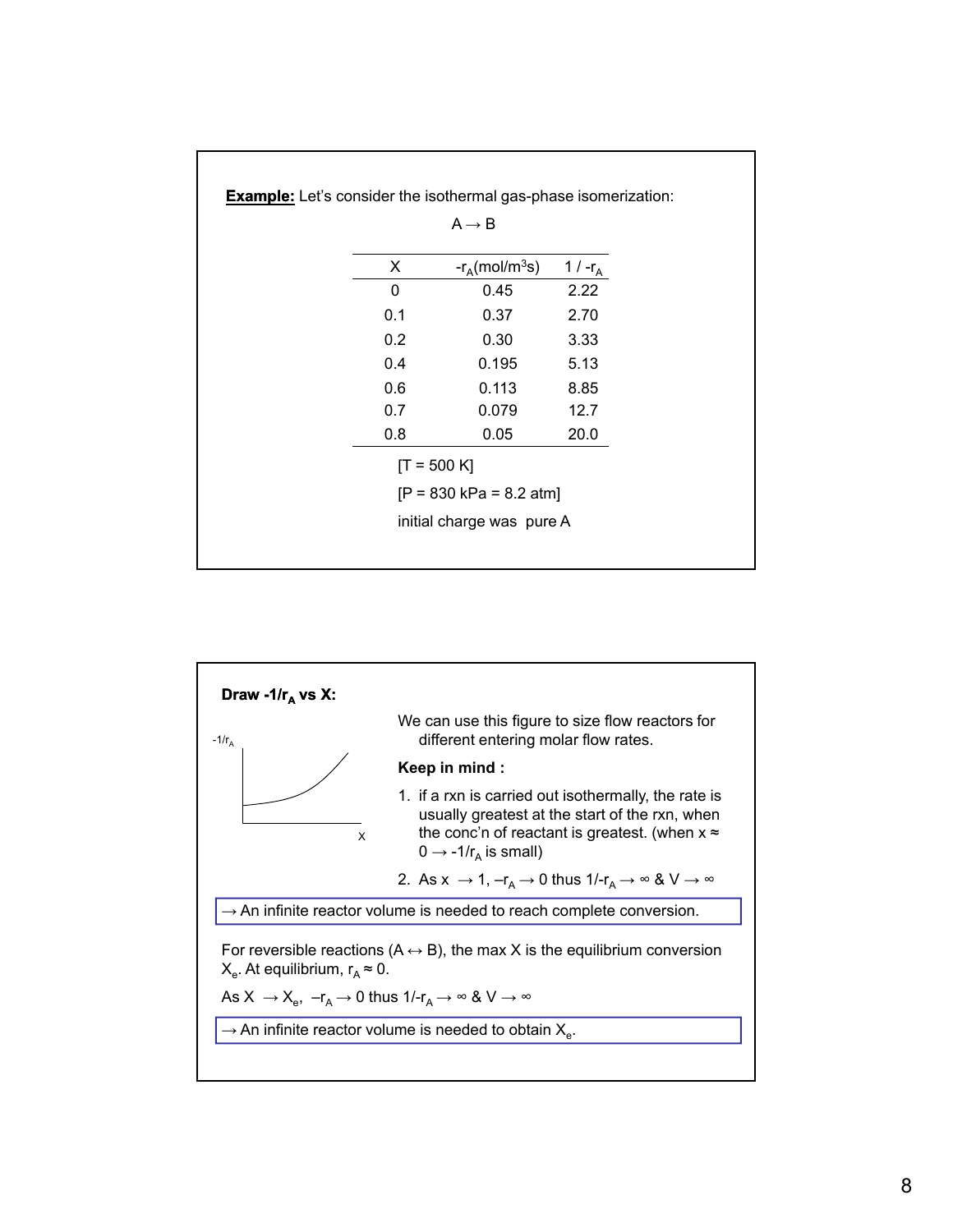**Example:** Let's consider the isothermal gas-phase isomerization:

$$A \rightarrow B$$

| X | $-r_A$(mol/m$^3$s) | $1 / -r_A$ |
|---|---|---|
| 0 | 0.45 | 2.22 |
| 0.1 | 0.37 | 2.70 |
| 0.2 | 0.30 | 3.33 |
| 0.4 | 0.195 | 5.13 |
| 0.6 | 0.113 | 8.85 |
| 0.7 | 0.079 | 12.7 |
| 0.8 | 0.05 | 20.0 |

[T = 500 K]

[P = 830 kPa = 8.2 atm]

initial charge was pure A

**Draw $-1/r_A$ vs X:**

We can use this figure to size flow reactors for different entering molar flow rates.

**Keep in mind :**

1. if a rxn is carried out isothermally, the rate is usually greatest at the start of the rxn, when the conc'n of reactant is greatest. (when $x \approx 0 \rightarrow -1/r_A$ is small)
2. As $x \rightarrow 1$, $-r_A \rightarrow 0$ thus $1/-r_A \rightarrow \infty$ & $V \rightarrow \infty$

→ An infinite reactor volume is needed to reach complete conversion.

For reversible reactions ($A \leftrightarrow B$), the max X is the equilibrium conversion $X_e$. At equilibrium, $r_A \approx 0$.

As $X \rightarrow X_e$, $-r_A \rightarrow 0$ thus $1/-r_A \rightarrow \infty$ & $V \rightarrow \infty$

→ An infinite reactor volume is needed to obtain $X_e$.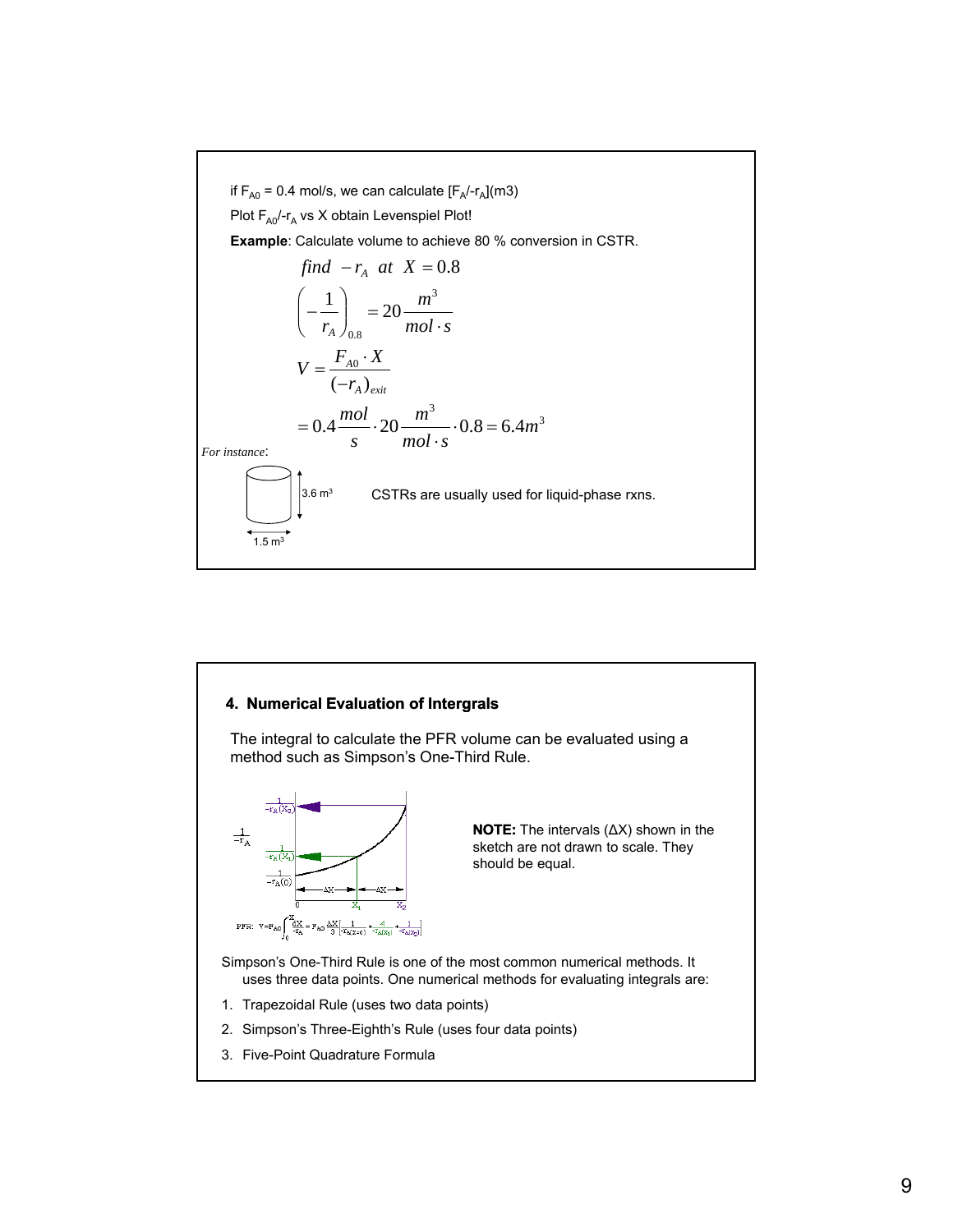if $F_{A0}$ = 0.4 mol/s, we can calculate $[F_A/-r_A]$(m3)

Plot $F_{A0}/-r_A$ vs X obtain Levenspiel Plot!

**Example**: Calculate volume to achieve 80 % conversion in CSTR.

$$find \ -r_A \ at \ X = 0.8$$

$$\left(-\frac{1}{r_A}\right)_{0.8} = 20\frac{m^3}{mol \cdot s}$$

$$V = \frac{F_{A0} \cdot X}{(-r_A)_{exit}}$$

$$= 0.4\frac{mol}{s} \cdot 20\frac{m^3}{mol \cdot s} \cdot 0.8 = 6.4m^3$$

*For instance*:

3.6 $m^3$

1.5 $m^3$

CSTRs are usually used for liquid-phase rxns.

### 4. Numerical Evaluation of Intergrals

The integral to calculate the PFR volume can be evaluated using a method such as Simpson's One-Third Rule.

$\frac{1}{-r_A}$, $\frac{1}{-r_A(X_2)}$, $\frac{1}{-r_A(X_1)}$, $\frac{1}{-r_A(0)}$, $\Delta X$, $\Delta X$, 0, $X_1$, $X_2$

PFR: $V = F_{A0}\int_0^X \frac{dX}{-r_A} = F_{A0}\frac{\Delta X}{3}\left[\frac{1}{-r_A(X=0)} + \frac{4}{-r_A(X_1)} + \frac{1}{-r_A(X_2)}\right]$

**NOTE:** The intervals (ΔX) shown in the sketch are not drawn to scale. They should be equal.

Simpson's One-Third Rule is one of the most common numerical methods. It uses three data points. One numerical methods for evaluating integrals are:

1. Trapezoidal Rule (uses two data points)
2. Simpson's Three-Eighth's Rule (uses four data points)
3. Five-Point Quadrature Formula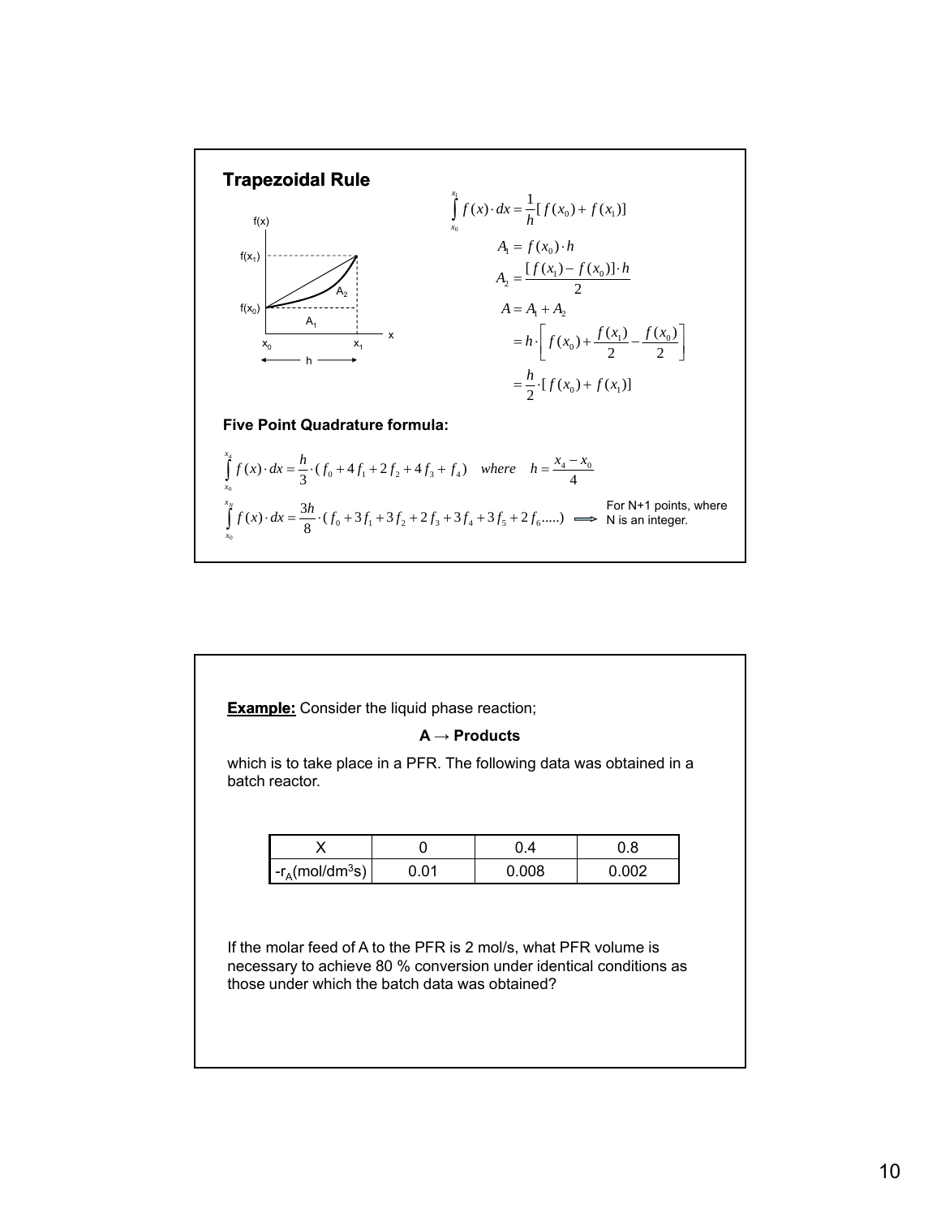## Trapezoidal Rule

$$\int_{x_0}^{x_1} f(x)\cdot dx = \frac{1}{h}[f(x_0)+f(x_1)]$$

$$A_1 = f(x_0)\cdot h$$

$$A_2 = \frac{[f(x_1)-f(x_0)]\cdot h}{2}$$

$$A = A_1 + A_2$$

$$= h\cdot\left[f(x_0)+\frac{f(x_1)}{2}-\frac{f(x_0)}{2}\right]$$

$$= \frac{h}{2}\cdot[f(x_0)+f(x_1)]$$

**Five Point Quadrature formula:**

$$\int_{x_0}^{x_4} f(x)\cdot dx = \frac{h}{3}\cdot(f_0+4f_1+2f_2+4f_3+f_4) \quad where \quad h=\frac{x_4-x_0}{4}$$

$$\int_{x_0}^{x_N} f(x)\cdot dx = \frac{3h}{8}\cdot(f_0+3f_1+3f_2+2f_3+3f_4+3f_5+2f_6.....)$$

For N+1 points, where N is an integer.

**Example:** Consider the liquid phase reaction;

**A → Products**

which is to take place in a PFR. The following data was obtained in a batch reactor.

| X | 0 | 0.4 | 0.8 |
|---|---|---|---|
| $-r_A$(mol/dm$^3$s) | 0.01 | 0.008 | 0.002 |

If the molar feed of A to the PFR is 2 mol/s, what PFR volume is necessary to achieve 80 % conversion under identical conditions as those under which the batch data was obtained?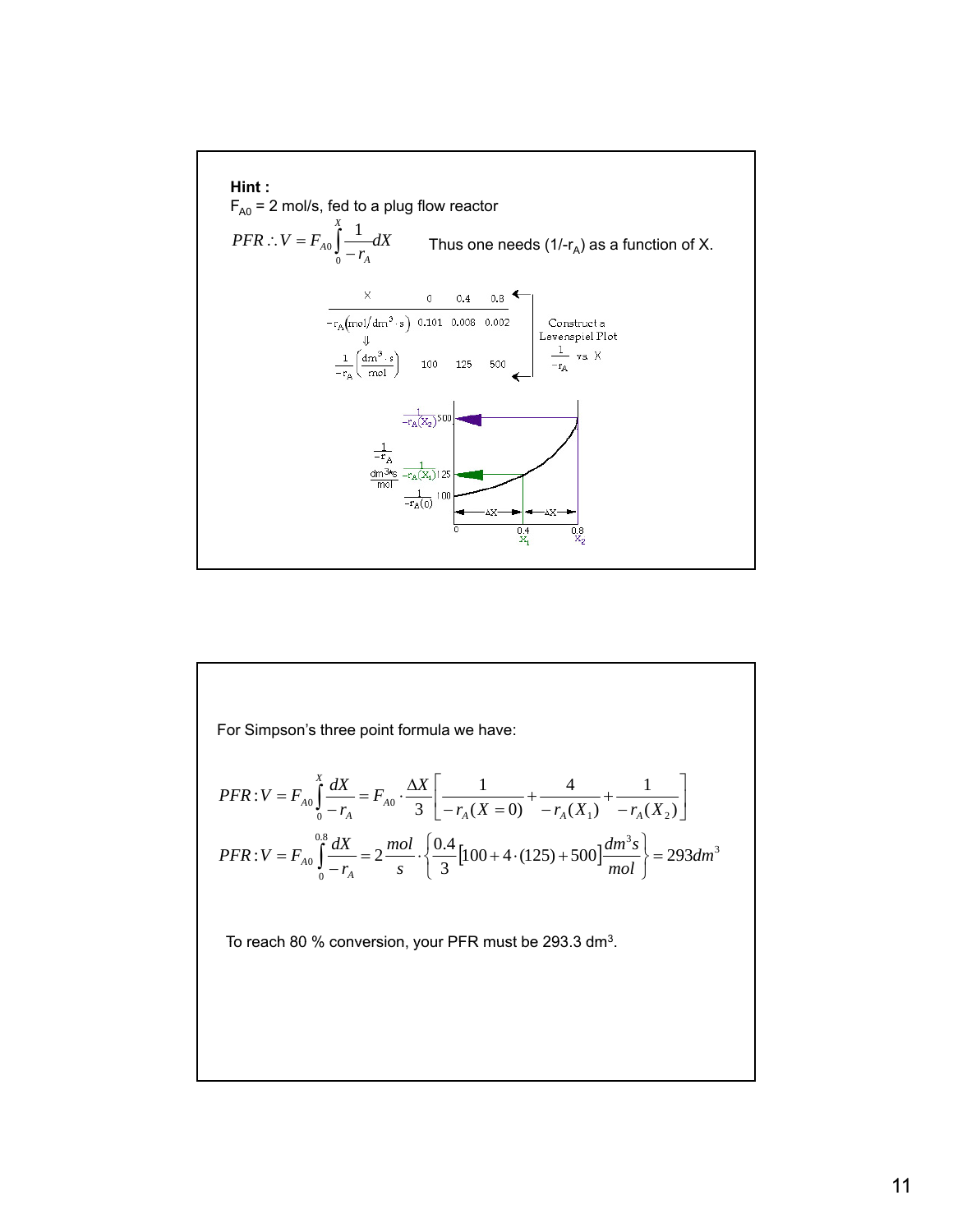**Hint :**

$F_{A0}$ = 2 mol/s, fed to a plug flow reactor

$$PFR \therefore V = F_{A0}\int_0^X \frac{1}{-r_A}dX$$

Thus one needs (1/-$r_A$) as a function of X.

| X | 0 | 0.4 | 0.8 |
|---|---|---|---|
| $-r_A(\text{mol/dm}^3\cdot\text{s})$ | 0.101 | 0.008 | 0.002 |
| $\frac{1}{-r_A}\left(\frac{\text{dm}^3\cdot\text{s}}{\text{mol}}\right)$ | 100 | 125 | 500 |

Construct a Levenspiel Plot $\frac{1}{-r_A}$ vs X

For Simpson's three point formula we have:

$$PFR: V = F_{A0}\int_0^X \frac{dX}{-r_A} = F_{A0}\cdot\frac{\Delta X}{3}\left[\frac{1}{-r_A(X=0)} + \frac{4}{-r_A(X_1)} + \frac{1}{-r_A(X_2)}\right]$$

$$PFR: V = F_{A0}\int_0^{0.8} \frac{dX}{-r_A} = 2\frac{mol}{s}\cdot\left\{\frac{0.4}{3}\left[100 + 4\cdot(125) + 500\right]\frac{dm^3 s}{mol}\right\} = 293 dm^3$$

To reach 80 % conversion, your PFR must be 293.3 $dm^3$.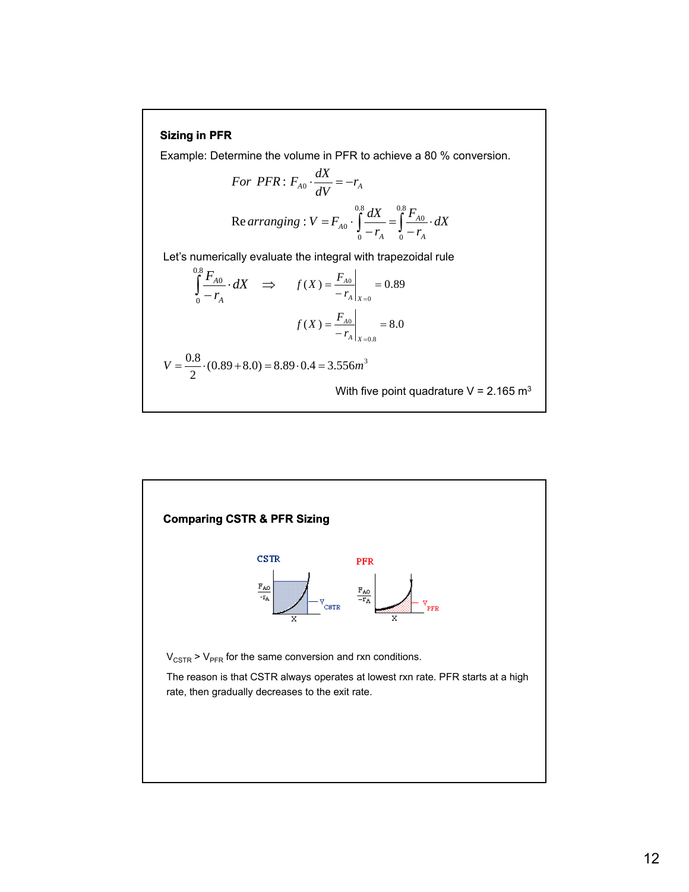## Sizing in PFR

Example: Determine the volume in PFR to achieve a 80 % conversion.

$$For\ \ PFR: F_{A0} \cdot \frac{dX}{dV} = -r_A$$

$$\text{Rearranging}: V = F_{A0} \cdot \int_0^{0.8} \frac{dX}{-r_A} = \int_0^{0.8} \frac{F_{A0}}{-r_A} \cdot dX$$

Let's numerically evaluate the integral with trapezoidal rule

$$\int_0^{0.8} \frac{F_{A0}}{-r_A} \cdot dX \quad \Rightarrow \quad f(X) = \left. \frac{F_{A0}}{-r_A} \right|_{X=0} = 0.89$$

$$f(X) = \left. \frac{F_{A0}}{-r_A} \right|_{X=0.8} = 8.0$$

$$V = \frac{0.8}{2} \cdot (0.89 + 8.0) = 8.89 \cdot 0.4 = 3.556 m^3$$

With five point quadrature V = 2.165 $m^3$

## Comparing CSTR & PFR Sizing

CSTR: $\frac{F_{A0}}{-r_A}$ vs. X — $V_{CSTR}$

PFR: $\frac{F_{A0}}{-r_A}$ vs. X — $V_{PFR}$

$V_{CSTR} > V_{PFR}$ for the same conversion and rxn conditions.

The reason is that CSTR always operates at lowest rxn rate. PFR starts at a high rate, then gradually decreases to the exit rate.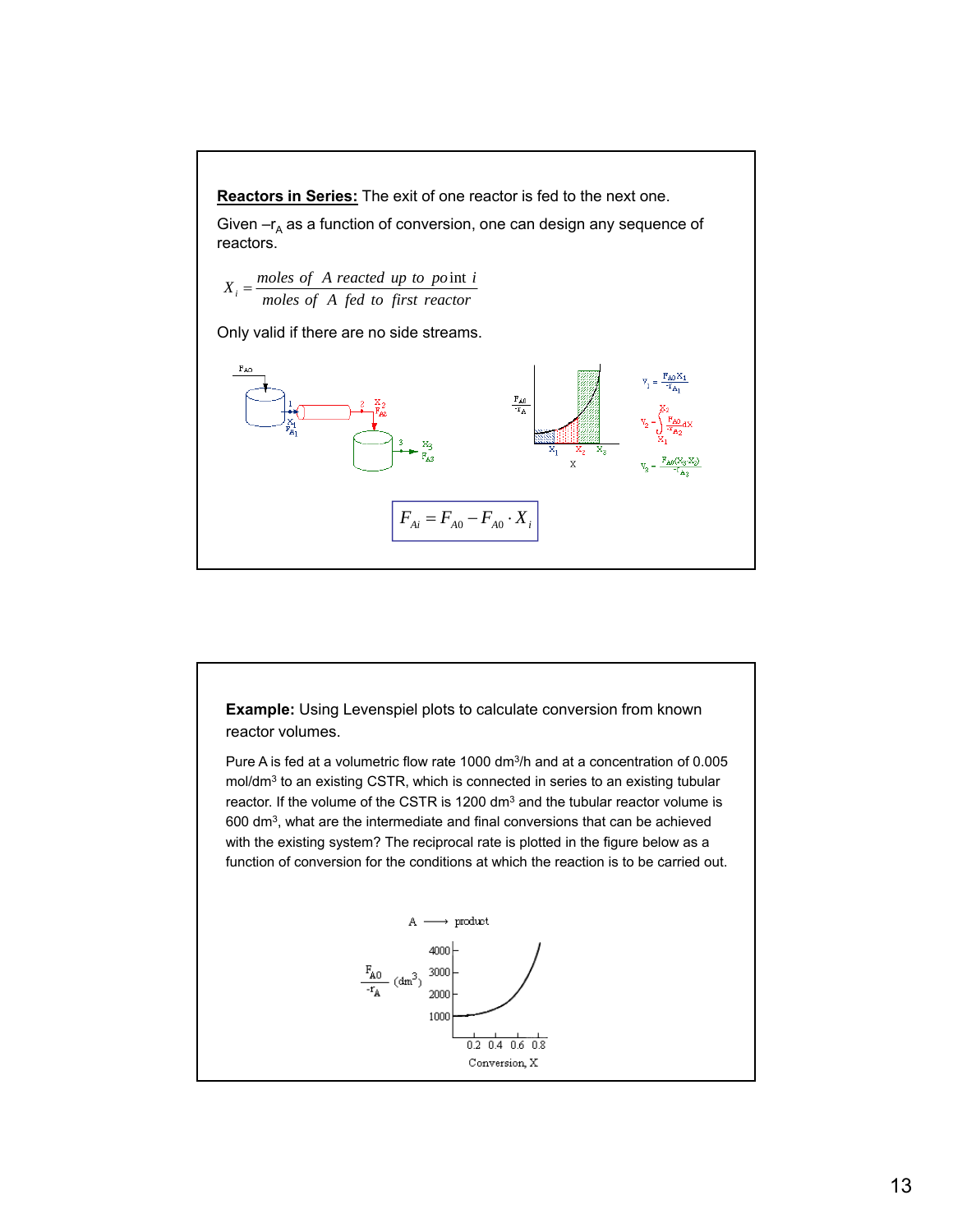**Reactors in Series:** The exit of one reactor is fed to the next one.

Given $-r_A$ as a function of conversion, one can design any sequence of reactors.

$$X_i = \frac{moles\ of\ A\ reacted\ up\ to\ point\ i}{moles\ of\ A\ fed\ to\ first\ reactor}$$

Only valid if there are no side streams.

$$V_1 = \frac{F_{A0} X_1}{-r_{A1}}$$

$$V_2 = \int_{X_1}^{X_2} \frac{F_{A0}}{-r_{A2}} dX$$

$$V_3 = \frac{F_{A0}(X_3 - X_2)}{-r_{A3}}$$

$$F_{Ai} = F_{A0} - F_{A0} \cdot X_i$$

**Example:** Using Levenspiel plots to calculate conversion from known reactor volumes.

Pure A is fed at a volumetric flow rate 1000 $dm^3$/h and at a concentration of 0.005 mol/$dm^3$ to an existing CSTR, which is connected in series to an existing tubular reactor. If the volume of the CSTR is 1200 $dm^3$ and the tubular reactor volume is 600 $dm^3$, what are the intermediate and final conversions that can be achieved with the existing system? The reciprocal rate is plotted in the figure below as a function of conversion for the conditions at which the reaction is to be carried out.

A ⟶ product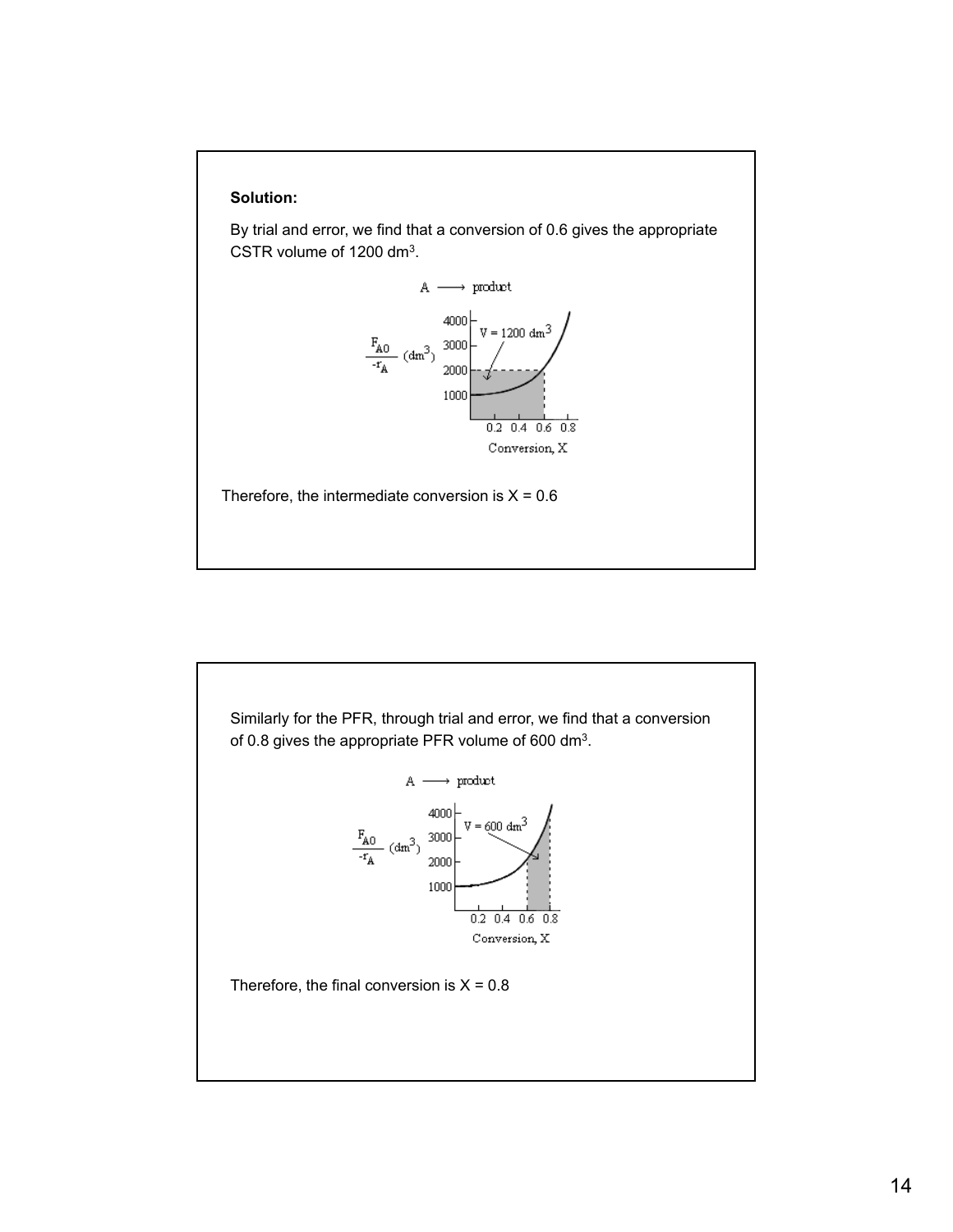**Solution:**

By trial and error, we find that a conversion of 0.6 gives the appropriate CSTR volume of 1200 $dm^3$.

Therefore, the intermediate conversion is X = 0.6

Similarly for the PFR, through trial and error, we find that a conversion of 0.8 gives the appropriate PFR volume of 600 $dm^3$.

Therefore, the final conversion is X = 0.8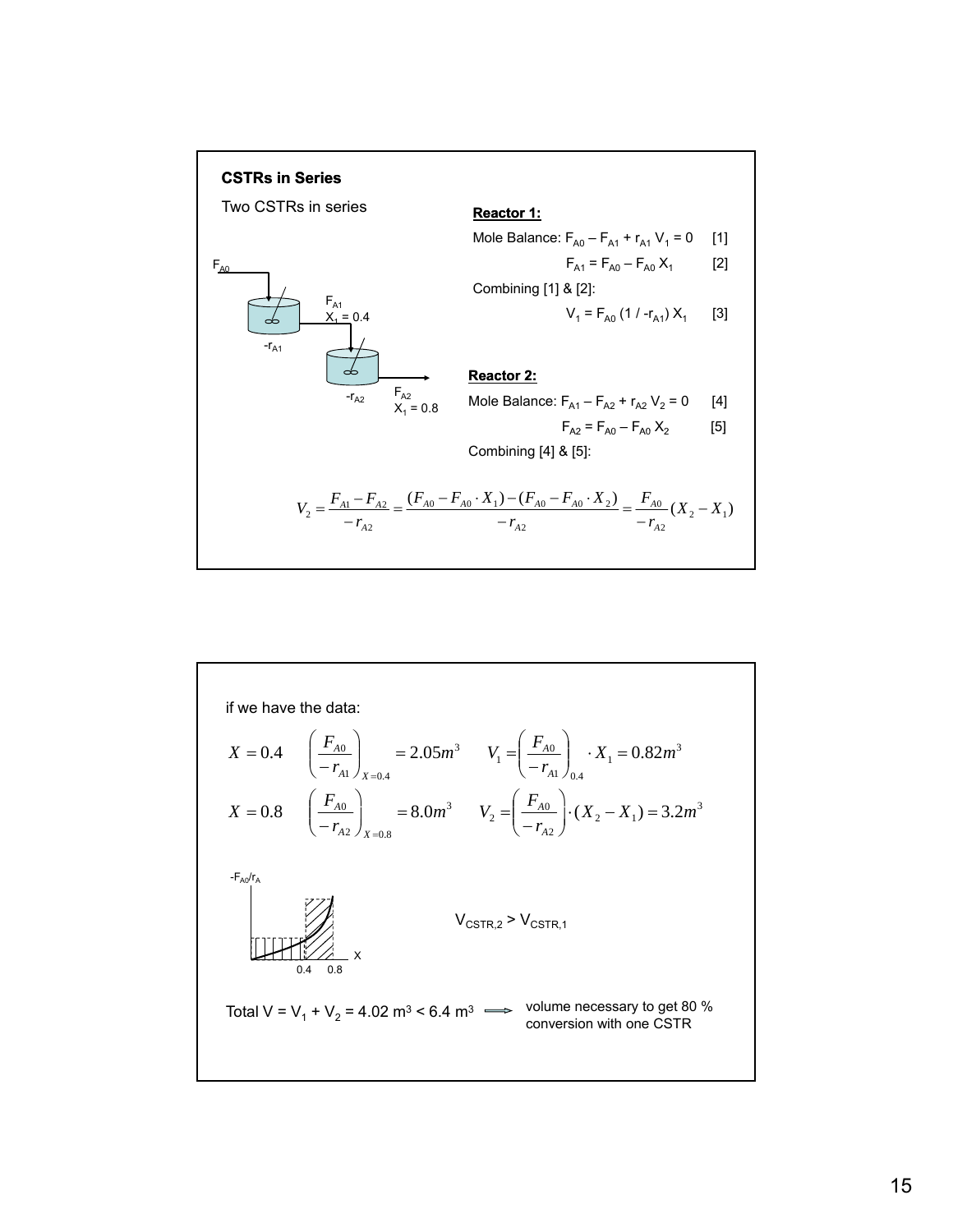**CSTRs in Series**

Two CSTRs in series

$F_{A0}$

$F_{A1}$, $X_1 = 0.4$

$-r_{A1}$

$-r_{A2}$

$F_{A2}$, $X_1 = 0.8$

**Reactor 1:**

Mole Balance: $F_{A0} - F_{A1} + r_{A1} V_1 = 0$ [1]

$F_{A1} = F_{A0} - F_{A0} X_1$ [2]

Combining [1] & [2]:

$V_1 = F_{A0} (1 / -r_{A1}) X_1$ [3]

**Reactor 2:**

Mole Balance: $F_{A1} - F_{A2} + r_{A2} V_2 = 0$ [4]

$F_{A2} = F_{A0} - F_{A0} X_2$ [5]

Combining [4] & [5]:

$$V_2 = \frac{F_{A1} - F_{A2}}{-r_{A2}} = \frac{(F_{A0} - F_{A0} \cdot X_1) - (F_{A0} - F_{A0} \cdot X_2)}{-r_{A2}} = \frac{F_{A0}}{-r_{A2}}(X_2 - X_1)$$

if we have the data:

$$X = 0.4 \quad \left(\frac{F_{A0}}{-r_{A1}}\right)_{X=0.4} = 2.05 m^3 \quad V_1 = \left(\frac{F_{A0}}{-r_{A1}}\right)_{0.4} \cdot X_1 = 0.82 m^3$$

$$X = 0.8 \quad \left(\frac{F_{A0}}{-r_{A2}}\right)_{X=0.8} = 8.0 m^3 \quad V_2 = \left(\frac{F_{A0}}{-r_{A2}}\right) \cdot (X_2 - X_1) = 3.2 m^3$$

$-F_{A0}/r_A$

X

0.4 0.8

$V_{CSTR,2} > V_{CSTR,1}$

Total V = $V_1 + V_2 = 4.02\ m^3 < 6.4\ m^3$ ⟹ volume necessary to get 80 % conversion with one CSTR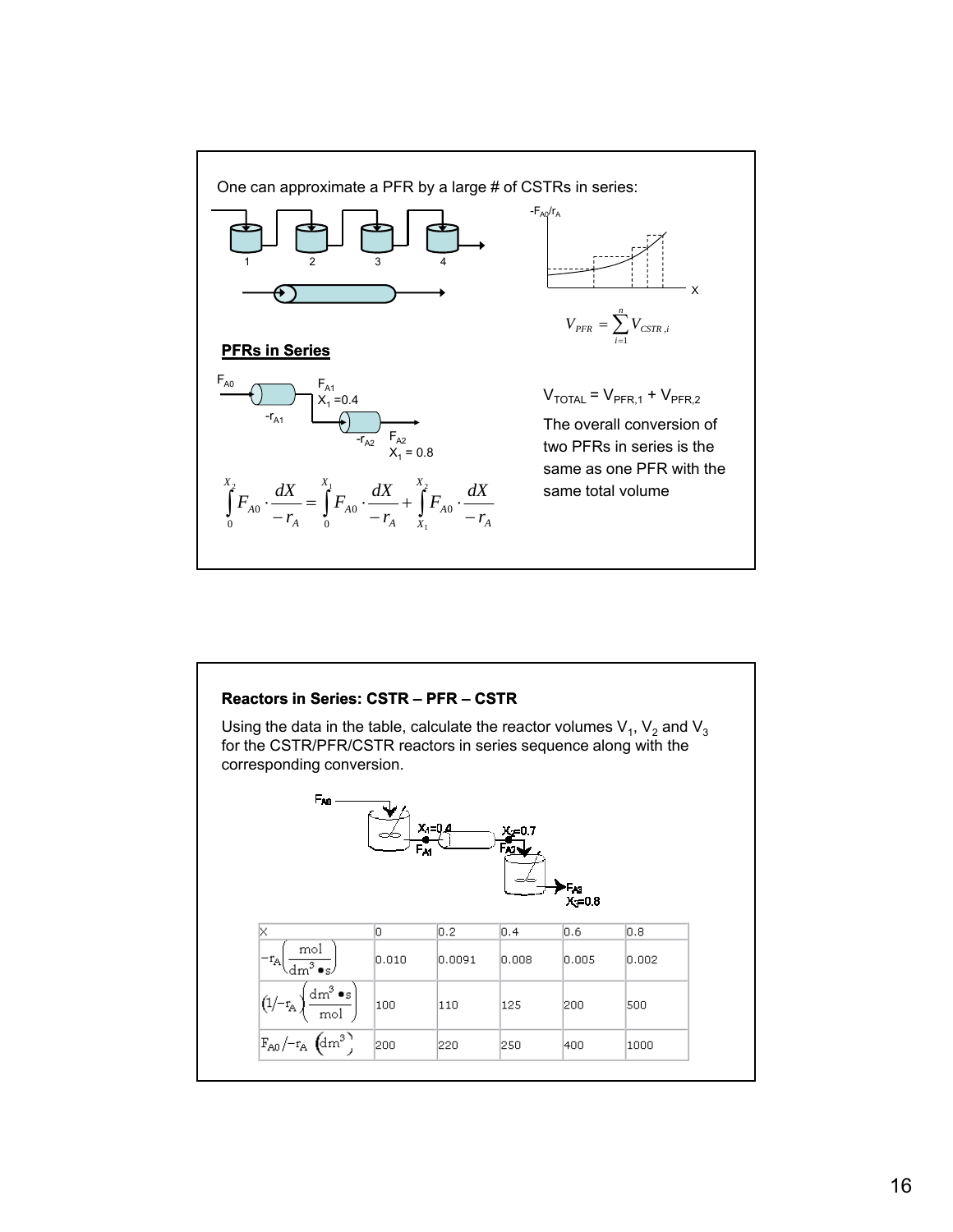One can approximate a PFR by a large # of CSTRs in series:

$$V_{PFR} = \sum_{i=1}^{n} V_{CSTR,i}$$

**PFRs in Series**

$F_{A0}$ → $-r_{A1}$ → $F_{A1}$, $X_1 = 0.4$ → $-r_{A2}$ → $F_{A2}$, $X_1 = 0.8$

$$\int_0^{X_2} F_{A0} \cdot \frac{dX}{-r_A} = \int_0^{X_1} F_{A0} \cdot \frac{dX}{-r_A} + \int_{X_1}^{X_2} F_{A0} \cdot \frac{dX}{-r_A}$$

$V_{TOTAL} = V_{PFR,1} + V_{PFR,2}$

The overall conversion of two PFRs in series is the same as one PFR with the same total volume

**Reactors in Series: CSTR – PFR – CSTR**

Using the data in the table, calculate the reactor volumes $V_1$, $V_2$ and $V_3$ for the CSTR/PFR/CSTR reactors in series sequence along with the corresponding conversion.

$F_{A0}$ → CSTR → $X_1 = 0.4$, $F_{A1}$ → PFR → $X_2 = 0.7$, $F_{A2}$ → CSTR → $F_{A3}$, $X_3 = 0.8$

| X | 0 | 0.2 | 0.4 | 0.6 | 0.8 |
|---|---|---|---|---|---|
| $-r_A \left(\frac{\text{mol}}{\text{dm}^3 \bullet \text{s}}\right)$ | 0.010 | 0.0091 | 0.008 | 0.005 | 0.002 |
| $\left(1/-r_A\right)\left(\frac{\text{dm}^3 \bullet \text{s}}{\text{mol}}\right)$ | 100 | 110 | 125 | 200 | 500 |
| $F_{A0}/-r_A \; \left(\text{dm}^3\right)$ | 200 | 220 | 250 | 400 | 1000 |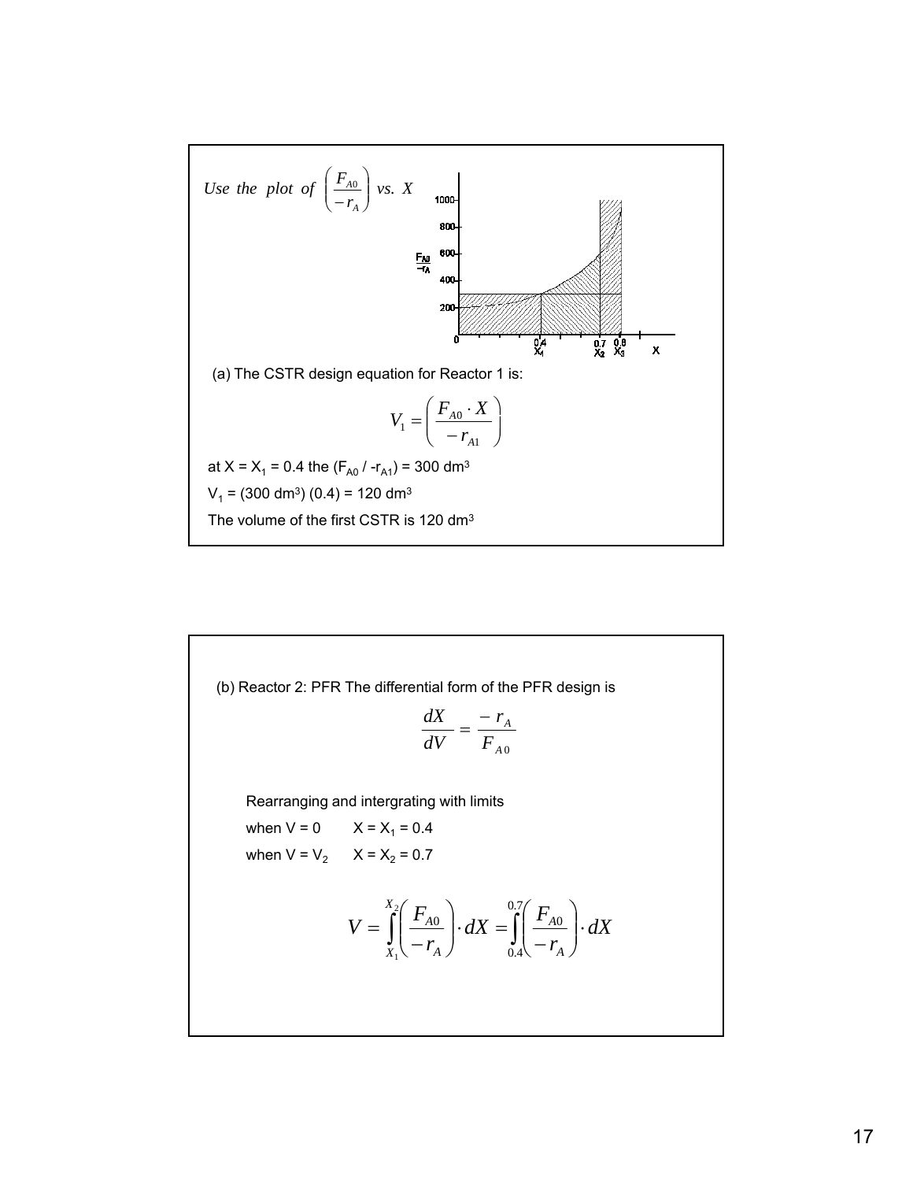*Use the plot of* $\left(\frac{F_{A0}}{-r_A}\right)$ *vs. X*

(a) The CSTR design equation for Reactor 1 is:

$$V_1 = \left(\frac{F_{A0} \cdot X}{-r_{A1}}\right)$$

at X = $X_1$ = 0.4 the ($F_{A0}$ / $-r_{A1}$) = 300 $dm^3$

$V_1$ = (300 $dm^3$) (0.4) = 120 $dm^3$

The volume of the first CSTR is 120 $dm^3$

(b) Reactor 2: PFR The differential form of the PFR design is

$$\frac{dX}{dV} = \frac{-r_A}{F_{A0}}$$

Rearranging and intergrating with limits

when V = 0 X = $X_1$ = 0.4

when V = $V_2$ X = $X_2$ = 0.7

$$V = \int_{X_1}^{X_2} \left(\frac{F_{A0}}{-r_A}\right) \cdot dX = \int_{0.4}^{0.7} \left(\frac{F_{A0}}{-r_A}\right) \cdot dX$$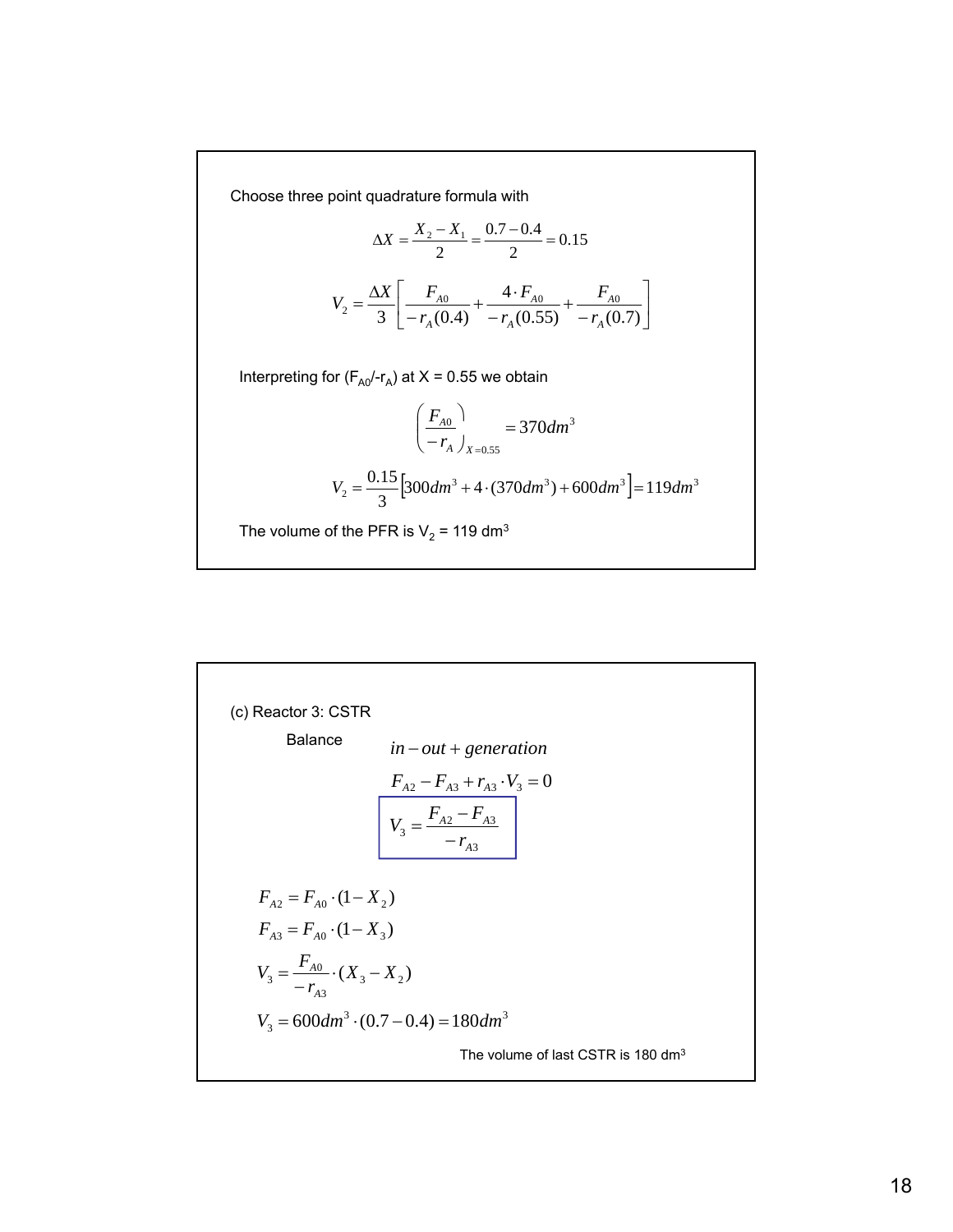Choose three point quadrature formula with

$$\Delta X = \frac{X_2 - X_1}{2} = \frac{0.7 - 0.4}{2} = 0.15$$

$$V_2 = \frac{\Delta X}{3}\left[\frac{F_{A0}}{-r_A(0.4)} + \frac{4 \cdot F_{A0}}{-r_A(0.55)} + \frac{F_{A0}}{-r_A(0.7)}\right]$$

Interpreting for ($F_{A0}/-r_A$) at X = 0.55 we obtain

$$\left(\frac{F_{A0}}{-r_A}\right)_{X=0.55} = 370 dm^3$$

$$V_2 = \frac{0.15}{3}\left[300 dm^3 + 4 \cdot (370 dm^3) + 600 dm^3\right] = 119 dm^3$$

The volume of the PFR is $V_2$ = 119 $dm^3$

(c) Reactor 3: CSTR

Balance

$$in - out + generation$$

$$F_{A2} - F_{A3} + r_{A3} \cdot V_3 = 0$$

$$\boxed{V_3 = \frac{F_{A2} - F_{A3}}{-r_{A3}}}$$

$$F_{A2} = F_{A0} \cdot (1 - X_2)$$

$$F_{A3} = F_{A0} \cdot (1 - X_3)$$

$$V_3 = \frac{F_{A0}}{-r_{A3}} \cdot (X_3 - X_2)$$

$$V_3 = 600 dm^3 \cdot (0.7 - 0.4) = 180 dm^3$$

The volume of last CSTR is 180 $dm^3$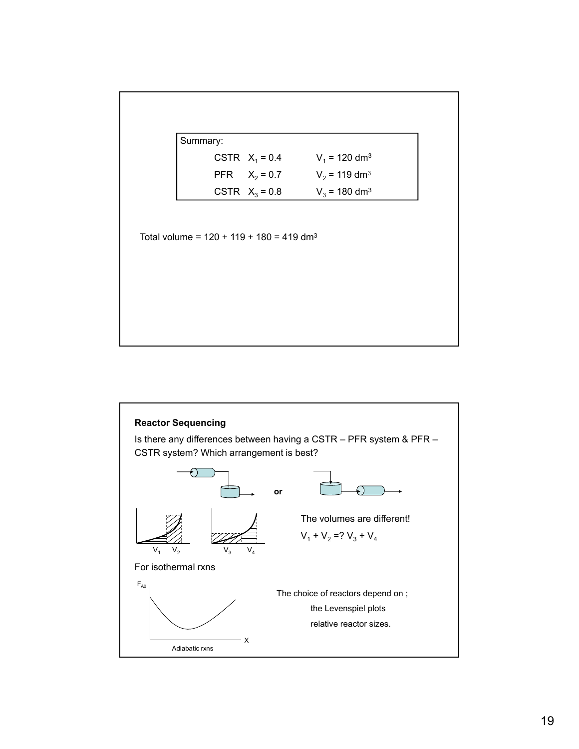Summary:

| | | |
|---|---|---|
| CSTR | $X_1 = 0.4$ | $V_1 = 120\ dm^3$ |
| PFR | $X_2 = 0.7$ | $V_2 = 119\ dm^3$ |
| CSTR | $X_3 = 0.8$ | $V_3 = 180\ dm^3$ |

Total volume = 120 + 119 + 180 = 419 $dm^3$

**Reactor Sequencing**

Is there any differences between having a CSTR – PFR system & PFR – CSTR system? Which arrangement is best?

or

$V_1$ $V_2$ $V_3$ $V_4$

The volumes are different!

$V_1 + V_2 =? V_3 + V_4$

For isothermal rxns

$F_{A0}$

X

Adiabatic rxns

The choice of reactors depend on ;

the Levenspiel plots

relative reactor sizes.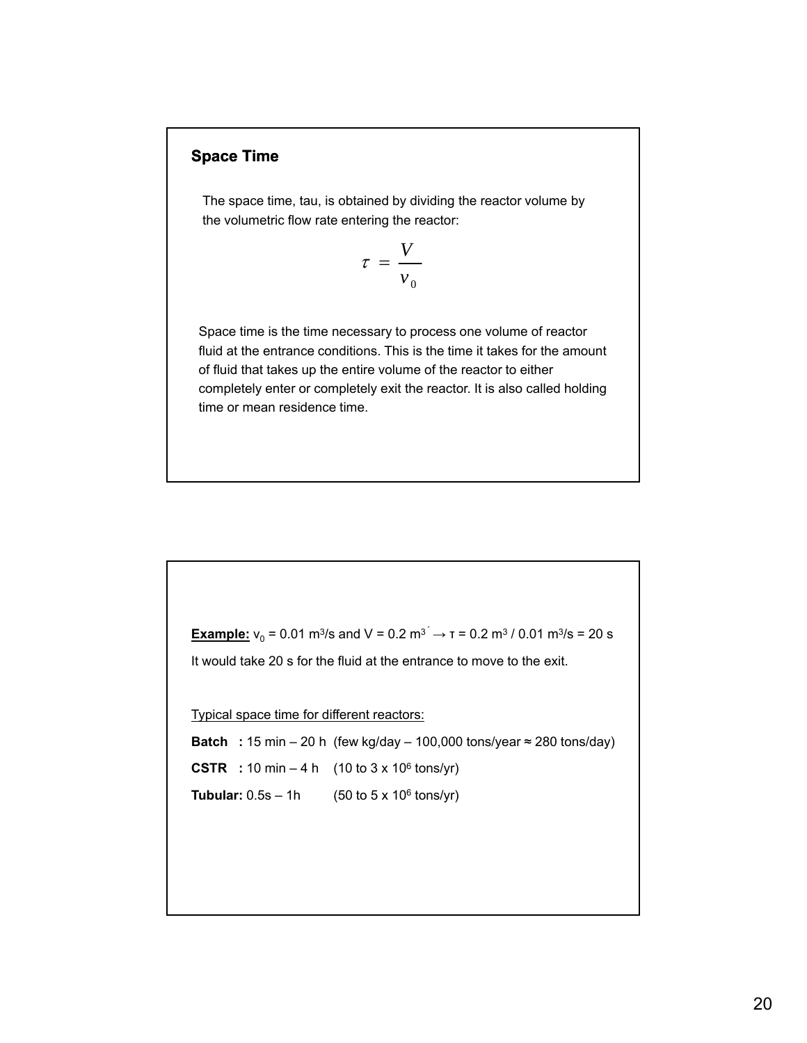## Space Time

The space time, tau, is obtained by dividing the reactor volume by the volumetric flow rate entering the reactor:

$$\tau = \frac{V}{v_0}$$

Space time is the time necessary to process one volume of reactor fluid at the entrance conditions. This is the time it takes for the amount of fluid that takes up the entire volume of the reactor to either completely enter or completely exit the reactor. It is also called holding time or mean residence time.

**<u>Example:</u>** $v_0 = 0.01\ m^3/s$ and $V = 0.2\ m^3 \rightarrow \tau = 0.2\ m^3 / 0.01\ m^3/s = 20\ s$

It would take 20 s for the fluid at the entrance to move to the exit.

<u>Typical space time for different reactors:</u>

**Batch :** 15 min – 20 h (few kg/day – 100,000 tons/year ≈ 280 tons/day)

**CSTR :** 10 min – 4 h (10 to $3 \times 10^6$ tons/yr)

**Tubular:** 0.5s – 1h (50 to $5 \times 10^6$ tons/yr)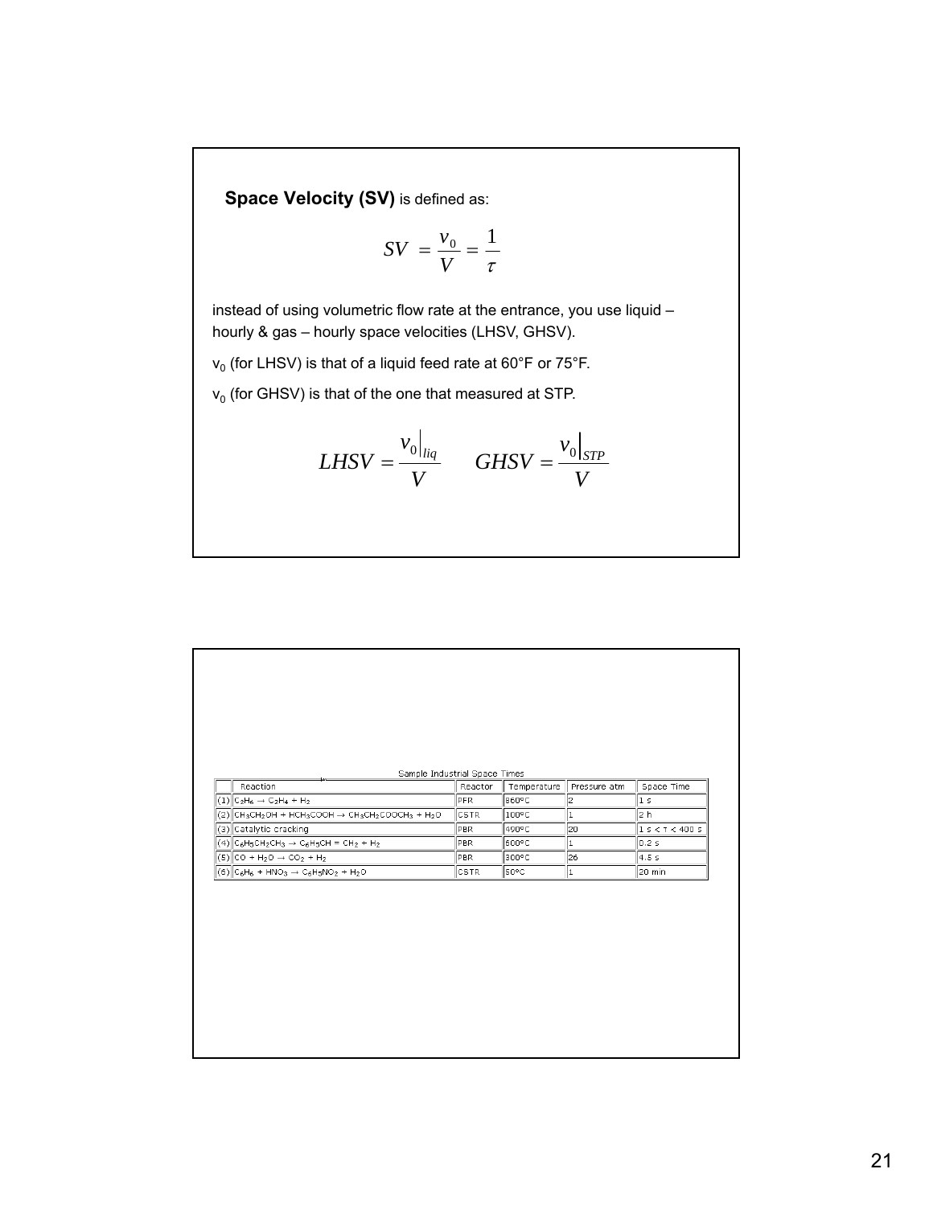**Space Velocity (SV)** is defined as:

$$SV = \frac{v_0}{V} = \frac{1}{\tau}$$

instead of using volumetric flow rate at the entrance, you use liquid – hourly & gas – hourly space velocities (LHSV, GHSV).

$v_0$ (for LHSV) is that of a liquid feed rate at 60°F or 75°F.

$v_0$ (for GHSV) is that of the one that measured at STP.

$$LHSV = \frac{v_0|_{liq}}{V} \qquad GHSV = \frac{v_0|_{STP}}{V}$$

Sample Industrial Space Times

| | Reaction | Reactor | Temperature | Pressure atm | Space Time |
|---|---|---|---|---|---|
| (1) | $C_2H_6 \rightarrow C_2H_4 + H_2$ | PFR | 860°C | 2 | 1 s |
| (2) | $CH_3CH_2OH + HCH_3COOH \rightarrow CH_3CH_2COOCH_3 + H_2O$ | CSTR | 100°C | 1 | 2 h |
| (3) | Catalytic cracking | PBR | 490°C | 20 | 1 s < τ < 400 s |
| (4) | $C_6H_5CH_2CH_3 \rightarrow C_6H_5CH = CH_2 + H_2$ | PBR | 600°C | 1 | 0.2 s |
| (5) | $CO + H_2O \rightarrow CO_2 + H_2$ | PBR | 300°C | 26 | 4.5 s |
| (6) | $C_6H_6 + HNO_3 \rightarrow C_6H_5NO_2 + H_2O$ | CSTR | 50°C | 1 | 20 min |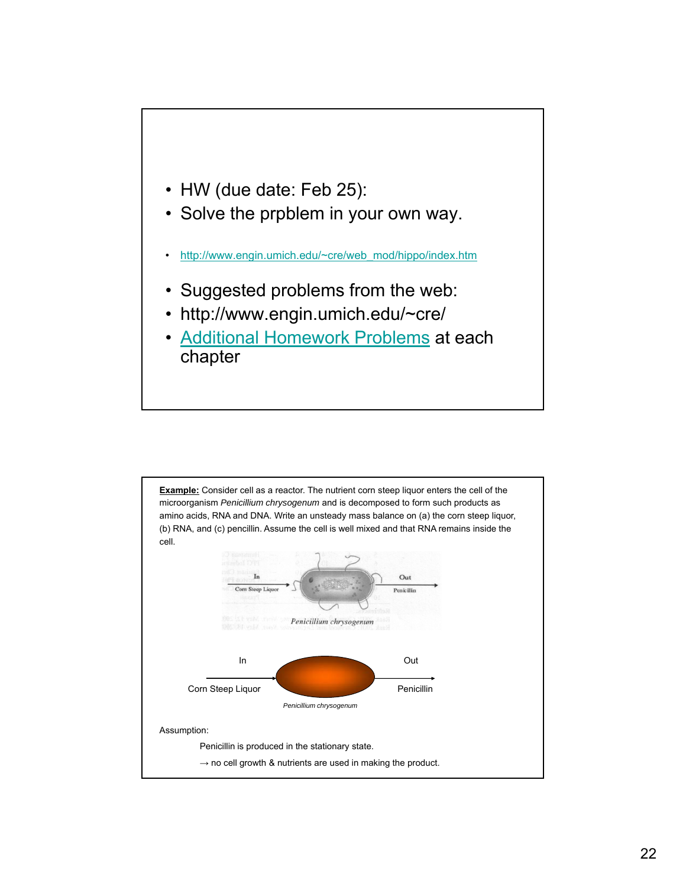- HW (due date: Feb 25):
- Solve the prpblem in your own way.

- http://www.engin.umich.edu/~cre/web_mod/hippo/index.htm

- Suggested problems from the web:
- http://www.engin.umich.edu/~cre/
- Additional Homework Problems at each chapter

**Example:** Consider cell as a reactor. The nutrient corn steep liquor enters the cell of the microorganism *Penicillium chrysogenum* and is decomposed to form such products as amino acids, RNA and DNA. Write an unsteady mass balance on (a) the corn steep liquor, (b) RNA, and (c) pencillin. Assume the cell is well mixed and that RNA remains inside the cell.

In — Corn Steep Liquor → *Penicillium chrysogenum* → Out — Penicillin

*Penicillium chrysogenum*

In — Corn Steep Liquor → *Penicillium chrysogenum* → Out — Penicillin

Assumption:

Penicilin is produced in the stationary state.

→ no cell growth & nutrients are used in making the product.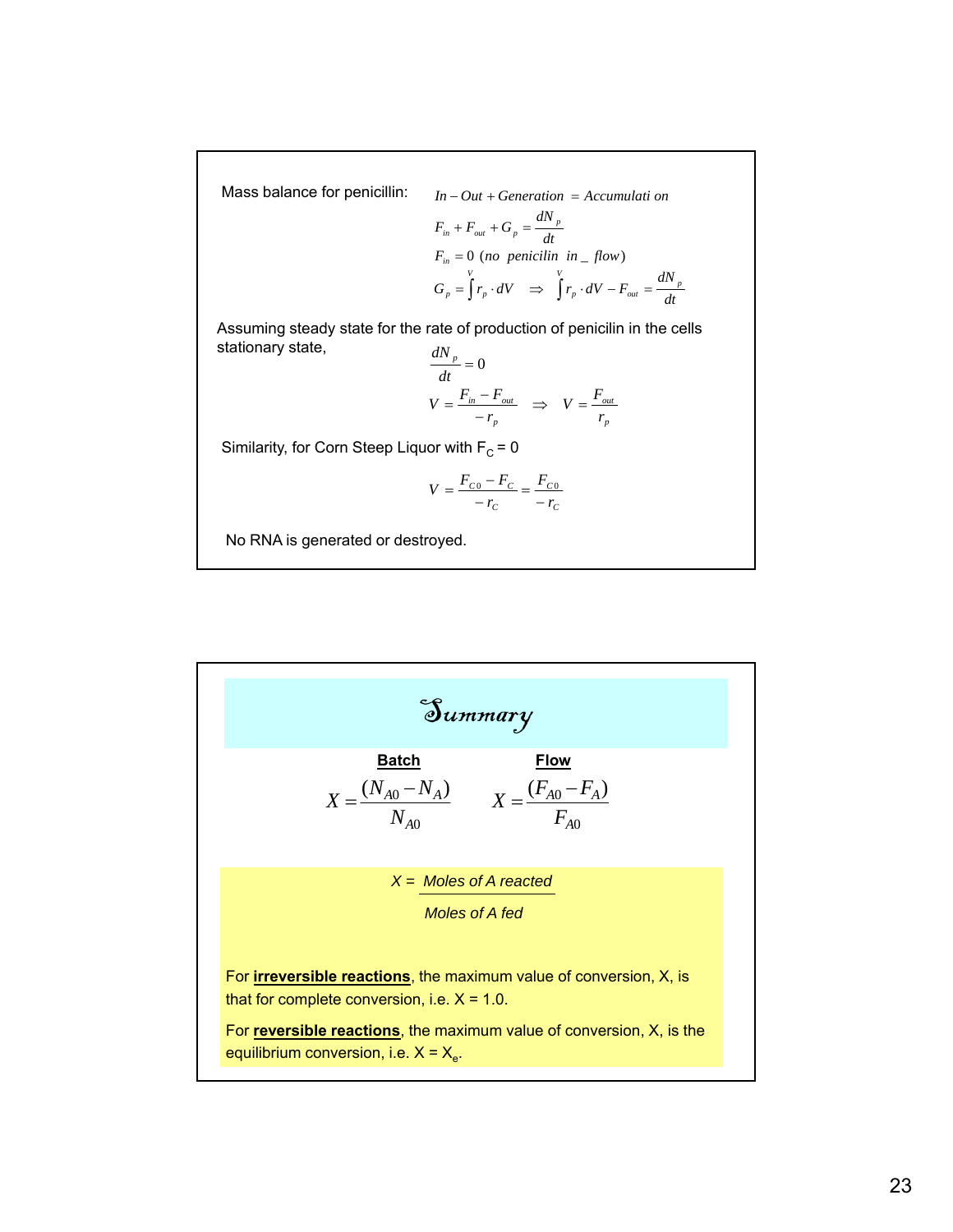Mass balance for penicillin:

$$In - Out + Generation = Accumulation$$

$$F_{in} + F_{out} + G_p = \frac{dN_p}{dt}$$

$$F_{in} = 0 \ (no\ \ penicilin\ \ in\_flow)$$

$$G_p = \int^V r_p \cdot dV \quad \Rightarrow \quad \int^V r_p \cdot dV - F_{out} = \frac{dN_p}{dt}$$

Assuming steady state for the rate of production of penicillin in the cells stationary state,

$$\frac{dN_p}{dt} = 0$$

$$V = \frac{F_{in} - F_{out}}{-r_p} \quad \Rightarrow \quad V = \frac{F_{out}}{r_p}$$

Similarity, for Corn Steep Liquor with $F_C = 0$

$$V = \frac{F_{C0} - F_C}{-r_C} = \frac{F_{C0}}{-r_C}$$

No RNA is generated or destroyed.

# Summary

| **Batch** | **Flow** |
|---|---|
| $X = \dfrac{(N_{A0} - N_A)}{N_{A0}}$ | $X = \dfrac{(F_{A0} - F_A)}{F_{A0}}$ |

$$X = \frac{\textit{Moles of A reacted}}{\textit{Moles of A fed}}$$

For **irreversible reactions**, the maximum value of conversion, X, is that for complete conversion, i.e. X = 1.0.

For **reversible reactions**, the maximum value of conversion, X, is the equilibrium conversion, i.e. $X = X_e$.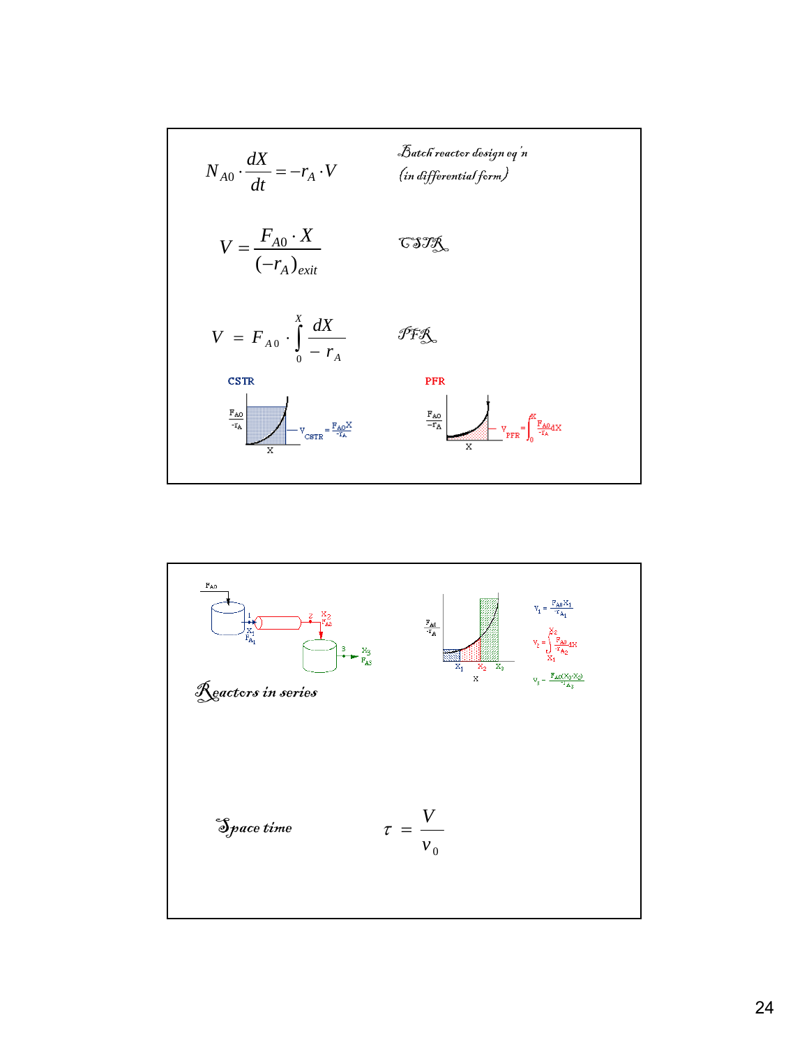$$N_{A0} \cdot \frac{dX}{dt} = -r_A \cdot V$$

*Batch reactor design eq'n (in differential form)*

$$V = \frac{F_{A0} \cdot X}{(-r_A)_{exit}}$$

*CSTR*

$$V = F_{A0} \cdot \int_0^X \frac{dX}{-r_A}$$

*PFR*

CSTR

$\frac{F_{A0}}{-r_A}$

X

$V_{CSTR} = \frac{F_{A0} X}{-r_A}$

PFR

$\frac{F_{A0}}{-r_A}$

X

$V_{PFR} = \int_0^X \frac{F_{A0}}{-r_A} dX$

---

$F_{A0}$

1

$X_1$

$F_{A1}$

2

$X_2$

$F_{A2}$

3

$X_3$

$F_{A3}$

*Reactors in series*

$\frac{F_{A0}}{-r_A}$

$X_1$ $X_2$ $X_3$

X

$V_1 = \frac{F_{A0} X_1}{-r_{A_1}}$

$V_2 = \int_{X_1}^{X_2} \frac{F_{A0}}{-r_{A_2}} dX$

$V_3 = \frac{F_{A0}(X_3 - X_2)}{-r_{A_3}}$

*Space time*

$$\tau = \frac{V}{v_0}$$